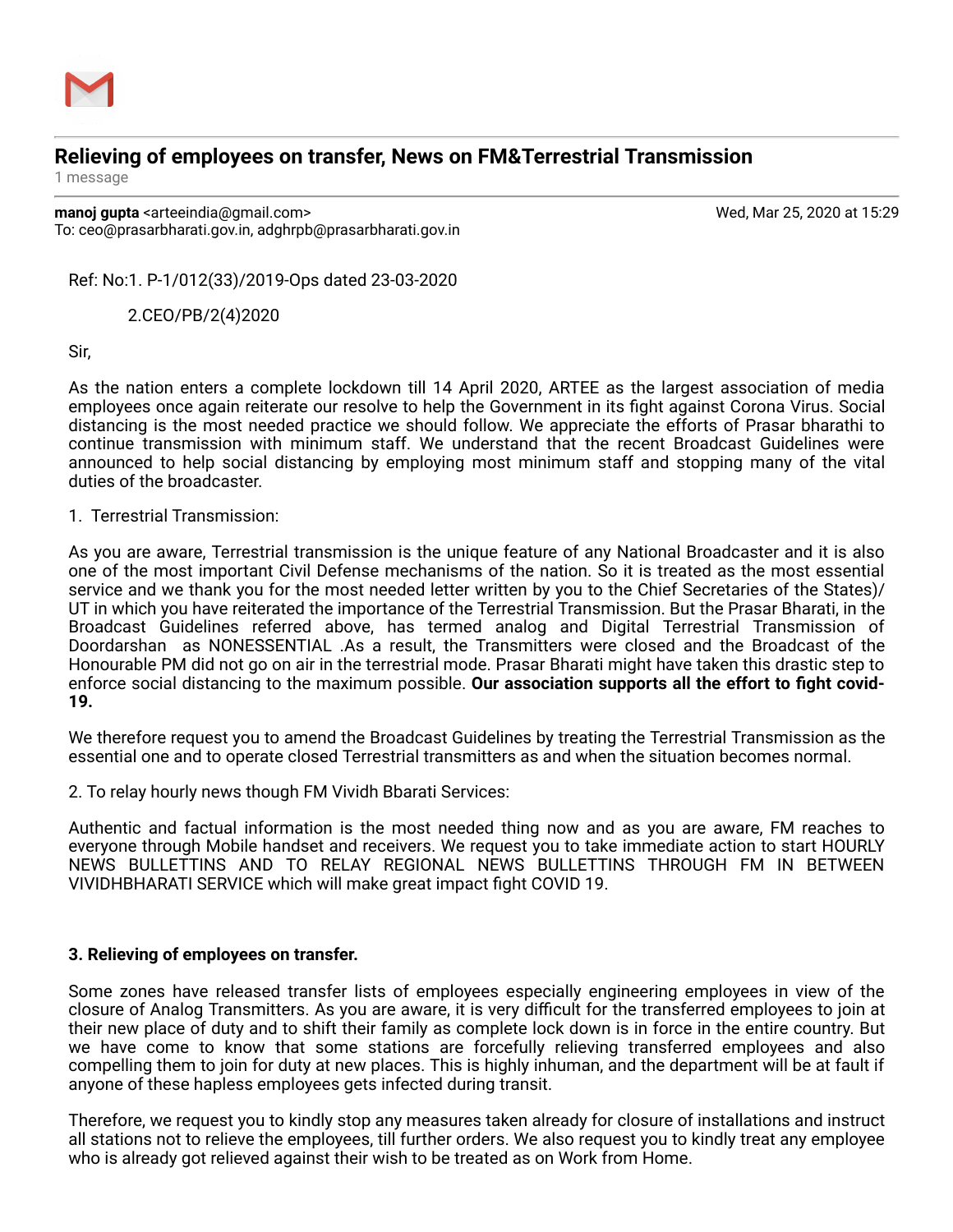# Relieving of employees on transfer, News on FM&Terrestrial Transmission

1 message

**manoj gupta** <arteeindia@gmail.com> Wed, Mar 25, 2020 at 15:29
To: ceo@prasarbharati.gov.in, adghrpb@prasarbharati.gov.in

Ref: No:1. P-1/012(33)/2019-Ops dated 23-03-2020

2.CEO/PB/2(4)2020

Sir,

As the nation enters a complete lockdown till 14 April 2020, ARTEE as the largest association of media employees once again reiterate our resolve to help the Government in its fight against Corona Virus. Social distancing is the most needed practice we should follow. We appreciate the efforts of Prasar bharathi to continue transmission with minimum staff. We understand that the recent Broadcast Guidelines were announced to help social distancing by employing most minimum staff and stopping many of the vital duties of the broadcaster.

1. Terrestrial Transmission:

As you are aware, Terrestrial transmission is the unique feature of any National Broadcaster and it is also one of the most important Civil Defense mechanisms of the nation. So it is treated as the most essential service and we thank you for the most needed letter written by you to the Chief Secretaries of the States)/ UT in which you have reiterated the importance of the Terrestrial Transmission. But the Prasar Bharati, in the Broadcast Guidelines referred above, has termed analog and Digital Terrestrial Transmission of Doordarshan as NONESSENTIAL .As a result, the Transmitters were closed and the Broadcast of the Honourable PM did not go on air in the terrestrial mode. Prasar Bharati might have taken this drastic step to enforce social distancing to the maximum possible. **Our association supports all the effort to fight covid-19.**

We therefore request you to amend the Broadcast Guidelines by treating the Terrestrial Transmission as the essential one and to operate closed Terrestrial transmitters as and when the situation becomes normal.

2. To relay hourly news though FM Vividh Bbarati Services:

Authentic and factual information is the most needed thing now and as you are aware, FM reaches to everyone through Mobile handset and receivers. We request you to take immediate action to start HOURLY NEWS BULLETTINS AND TO RELAY REGIONAL NEWS BULLETTINS THROUGH FM IN BETWEEN VIVIDHBHARATI SERVICE which will make great impact fight COVID 19.

**3. Relieving of employees on transfer.**

Some zones have released transfer lists of employees especially engineering employees in view of the closure of Analog Transmitters. As you are aware, it is very difficult for the transferred employees to join at their new place of duty and to shift their family as complete lock down is in force in the entire country. But we have come to know that some stations are forcefully relieving transferred employees and also compelling them to join for duty at new places. This is highly inhuman, and the department will be at fault if anyone of these hapless employees gets infected during transit.

Therefore, we request you to kindly stop any measures taken already for closure of installations and instruct all stations not to relieve the employees, till further orders. We also request you to kindly treat any employee who is already got relieved against their wish to be treated as on Work from Home.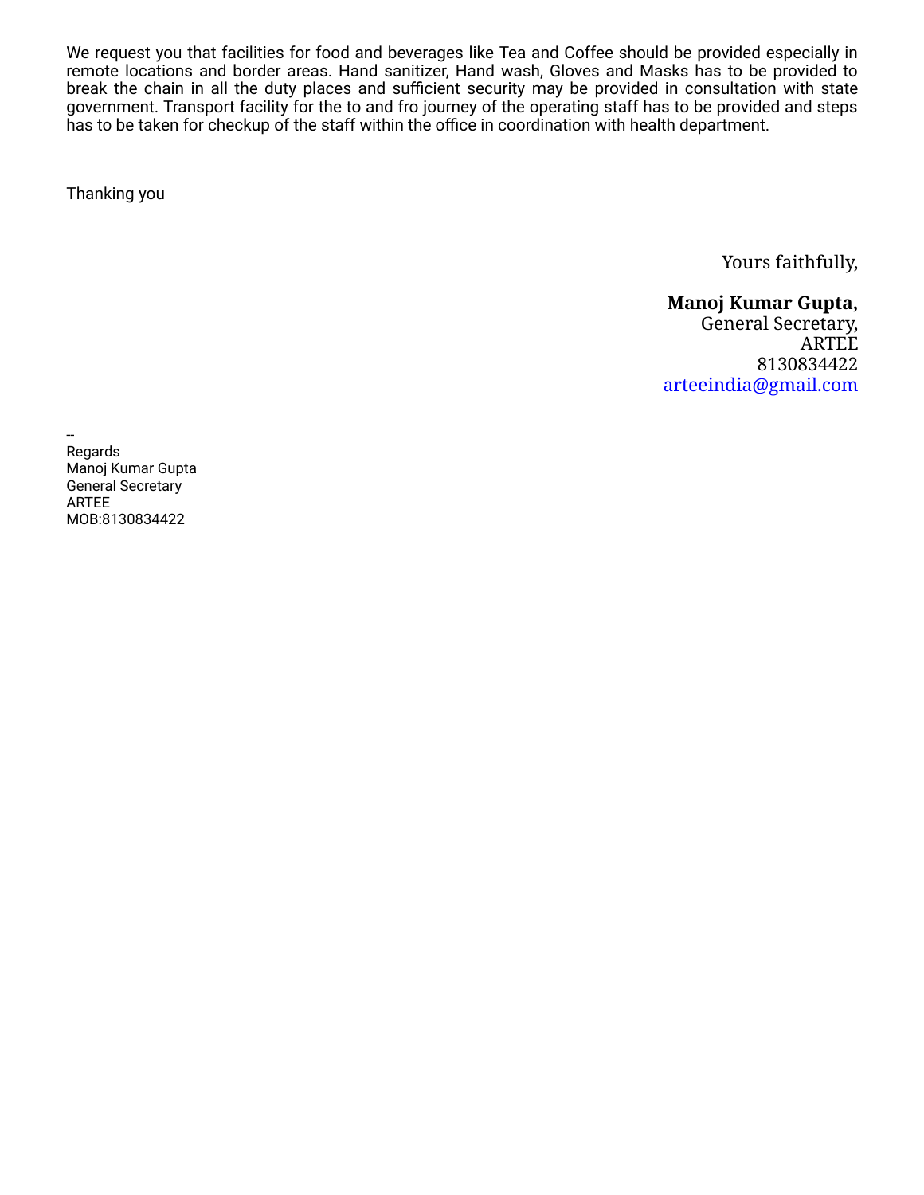We request you that facilities for food and beverages like Tea and Coffee should be provided especially in remote locations and border areas. Hand sanitizer, Hand wash, Gloves and Masks has to be provided to break the chain in all the duty places and sufficient security may be provided in consultation with state government. Transport facility for the to and fro journey of the operating staff has to be provided and steps has to be taken for checkup of the staff within the office in coordination with health department.

Thanking you

Yours faithfully,

**Manoj Kumar Gupta,**  
General Secretary,  
ARTEE  
8130834422  
arteeindia@gmail.com

--  
Regards  
Manoj Kumar Gupta  
General Secretary  
ARTEE  
MOB:8130834422